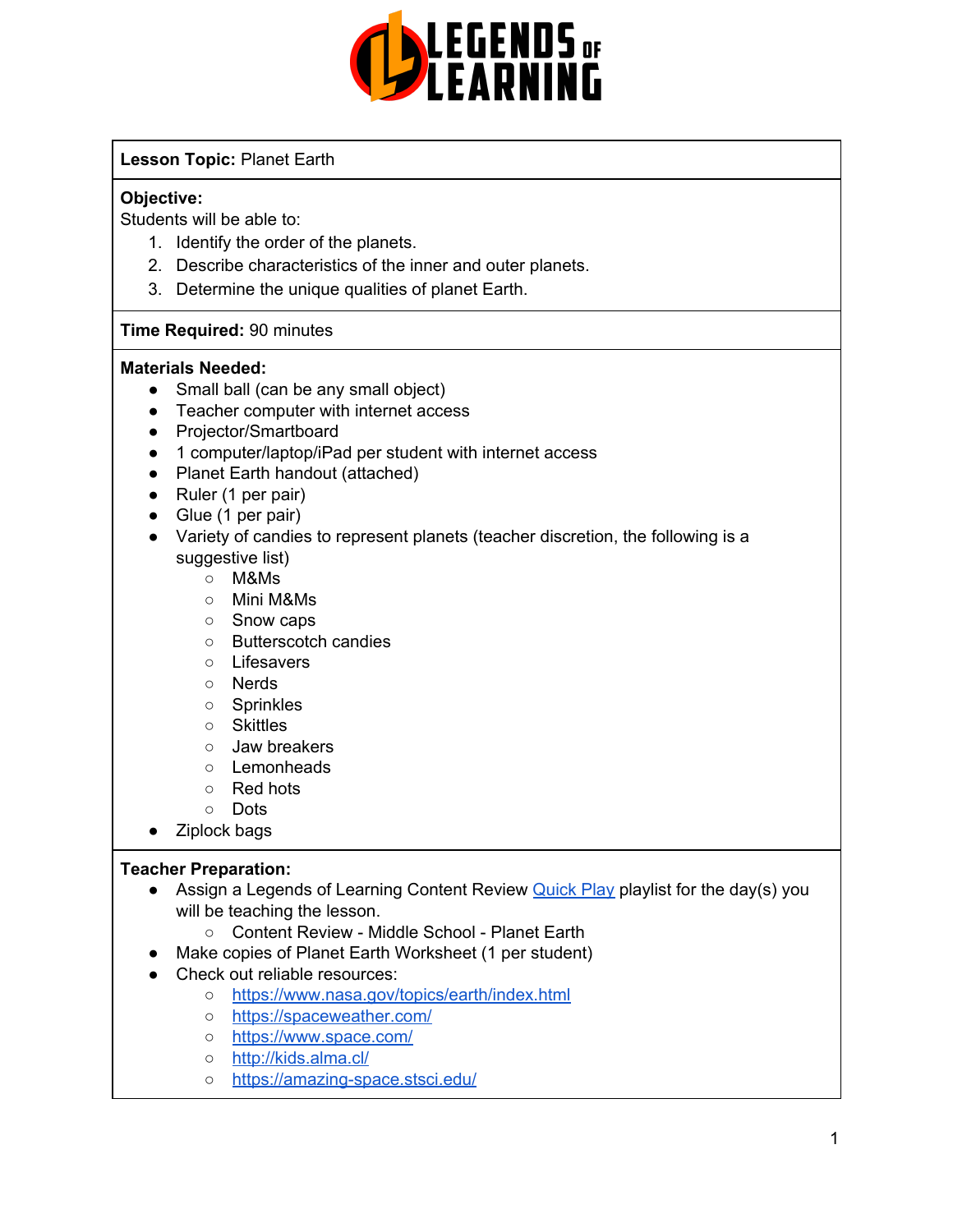**Lesson Topic:** Planet Earth

**Objective:**
Students will be able to:

1. Identify the order of the planets.
2. Describe characteristics of the inner and outer planets.
3. Determine the unique qualities of planet Earth.

**Time Required:** 90 minutes

**Materials Needed:**

- Small ball (can be any small object)
- Teacher computer with internet access
- Projector/Smartboard
- 1 computer/laptop/iPad per student with internet access
- Planet Earth handout (attached)
- Ruler (1 per pair)
- Glue (1 per pair)
- Variety of candies to represent planets (teacher discretion, the following is a suggestive list)
    - M&Ms
    - Mini M&Ms
    - Snow caps
    - Butterscotch candies
    - Lifesavers
    - Nerds
    - Sprinkles
    - Skittles
    - Jaw breakers
    - Lemonheads
    - Red hots
    - Dots
- Ziplock bags

**Teacher Preparation:**

- Assign a Legends of Learning Content Review [Quick Play](#) playlist for the day(s) you will be teaching the lesson.
    - Content Review - Middle School - Planet Earth
- Make copies of Planet Earth Worksheet (1 per student)
- Check out reliable resources:
    - [https://www.nasa.gov/topics/earth/index.html](https://www.nasa.gov/topics/earth/index.html)
    - [https://spaceweather.com/](https://spaceweather.com/)
    - [https://www.space.com/](https://www.space.com/)
    - [http://kids.alma.cl/](http://kids.alma.cl/)
    - [https://amazing-space.stsci.edu/](https://amazing-space.stsci.edu/)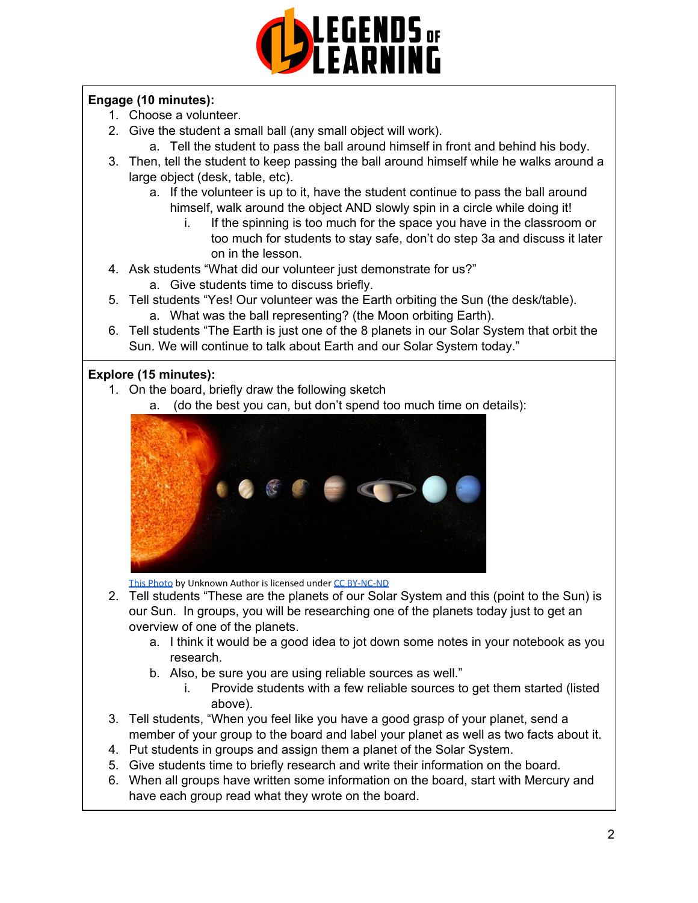**Engage (10 minutes):**

1. Choose a volunteer.
2. Give the student a small ball (any small object will work).
   a. Tell the student to pass the ball around himself in front and behind his body.
3. Then, tell the student to keep passing the ball around himself while he walks around a large object (desk, table, etc).
   a. If the volunteer is up to it, have the student continue to pass the ball around himself, walk around the object AND slowly spin in a circle while doing it!
      i. If the spinning is too much for the space you have in the classroom or too much for students to stay safe, don't do step 3a and discuss it later on in the lesson.
4. Ask students "What did our volunteer just demonstrate for us?"
   a. Give students time to discuss briefly.
5. Tell students "Yes! Our volunteer was the Earth orbiting the Sun (the desk/table).
   a. What was the ball representing? (the Moon orbiting Earth).
6. Tell students "The Earth is just one of the 8 planets in our Solar System that orbit the Sun. We will continue to talk about Earth and our Solar System today."

**Explore (15 minutes):**

1. On the board, briefly draw the following sketch
   a. (do the best you can, but don't spend too much time on details):

This Photo by Unknown Author is licensed under CC BY-NC-ND

2. Tell students "These are the planets of our Solar System and this (point to the Sun) is our Sun. In groups, you will be researching one of the planets today just to get an overview of one of the planets.
   a. I think it would be a good idea to jot down some notes in your notebook as you research.
   b. Also, be sure you are using reliable sources as well."
      i. Provide students with a few reliable sources to get them started (listed above).
3. Tell students, "When you feel like you have a good grasp of your planet, send a member of your group to the board and label your planet as well as two facts about it.
4. Put students in groups and assign them a planet of the Solar System.
5. Give students time to briefly research and write their information on the board.
6. When all groups have written some information on the board, start with Mercury and have each group read what they wrote on the board.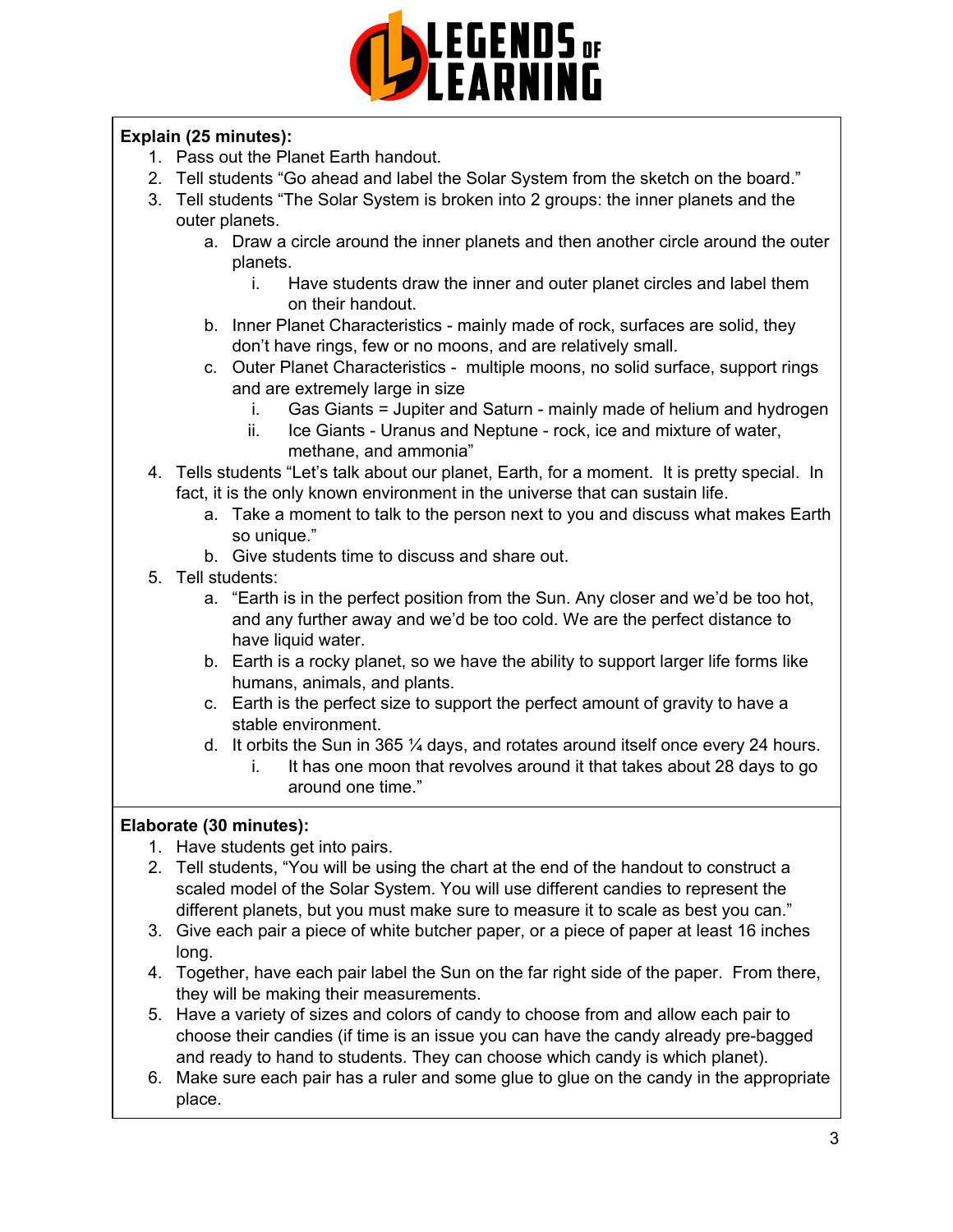**Explain (25 minutes):**

1. Pass out the Planet Earth handout.
2. Tell students "Go ahead and label the Solar System from the sketch on the board."
3. Tell students "The Solar System is broken into 2 groups: the inner planets and the outer planets.
    a. Draw a circle around the inner planets and then another circle around the outer planets.
        i. Have students draw the inner and outer planet circles and label them on their handout.
    b. Inner Planet Characteristics - mainly made of rock, surfaces are solid, they don't have rings, few or no moons, and are relatively small.
    c. Outer Planet Characteristics - multiple moons, no solid surface, support rings and are extremely large in size
        i. Gas Giants = Jupiter and Saturn - mainly made of helium and hydrogen
        ii. Ice Giants - Uranus and Neptune - rock, ice and mixture of water, methane, and ammonia"
4. Tells students "Let's talk about our planet, Earth, for a moment. It is pretty special. In fact, it is the only known environment in the universe that can sustain life.
    a. Take a moment to talk to the person next to you and discuss what makes Earth so unique."
    b. Give students time to discuss and share out.
5. Tell students:
    a. "Earth is in the perfect position from the Sun. Any closer and we'd be too hot, and any further away and we'd be too cold. We are the perfect distance to have liquid water.
    b. Earth is a rocky planet, so we have the ability to support larger life forms like humans, animals, and plants.
    c. Earth is the perfect size to support the perfect amount of gravity to have a stable environment.
    d. It orbits the Sun in 365 ¼ days, and rotates around itself once every 24 hours.
        i. It has one moon that revolves around it that takes about 28 days to go around one time."

**Elaborate (30 minutes):**

1. Have students get into pairs.
2. Tell students, "You will be using the chart at the end of the handout to construct a scaled model of the Solar System. You will use different candies to represent the different planets, but you must make sure to measure it to scale as best you can."
3. Give each pair a piece of white butcher paper, or a piece of paper at least 16 inches long.
4. Together, have each pair label the Sun on the far right side of the paper. From there, they will be making their measurements.
5. Have a variety of sizes and colors of candy to choose from and allow each pair to choose their candies (if time is an issue you can have the candy already pre-bagged and ready to hand to students. They can choose which candy is which planet).
6. Make sure each pair has a ruler and some glue to glue on the candy in the appropriate place.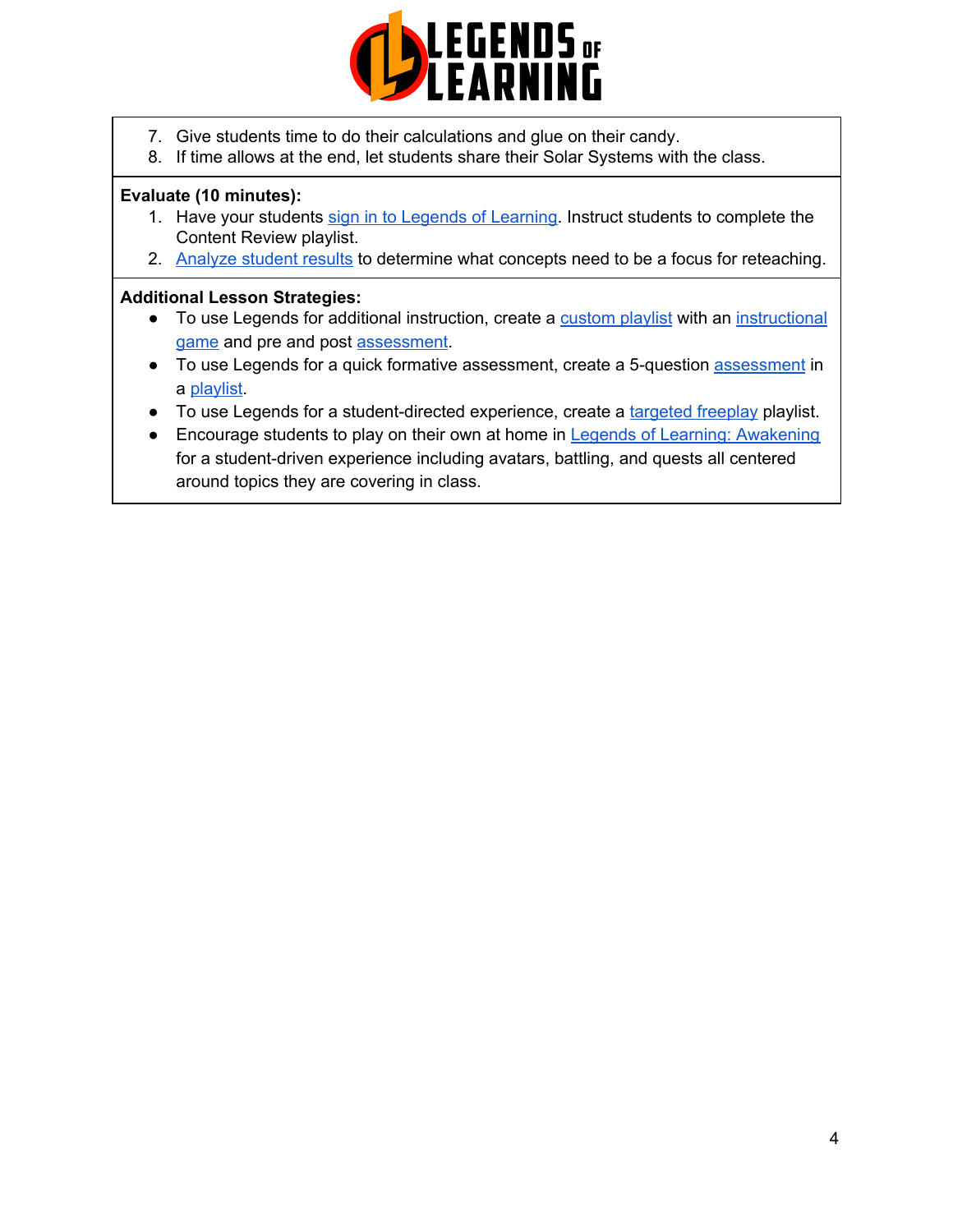7. Give students time to do their calculations and glue on their candy.
8. If time allows at the end, let students share their Solar Systems with the class.

**Evaluate (10 minutes):**

1. Have your students sign in to Legends of Learning. Instruct students to complete the Content Review playlist.
2. Analyze student results to determine what concepts need to be a focus for reteaching.

**Additional Lesson Strategies:**

- To use Legends for additional instruction, create a custom playlist with an instructional game and pre and post assessment.
- To use Legends for a quick formative assessment, create a 5-question assessment in a playlist.
- To use Legends for a student-directed experience, create a targeted freeplay playlist.
- Encourage students to play on their own at home in Legends of Learning: Awakening for a student-driven experience including avatars, battling, and quests all centered around topics they are covering in class.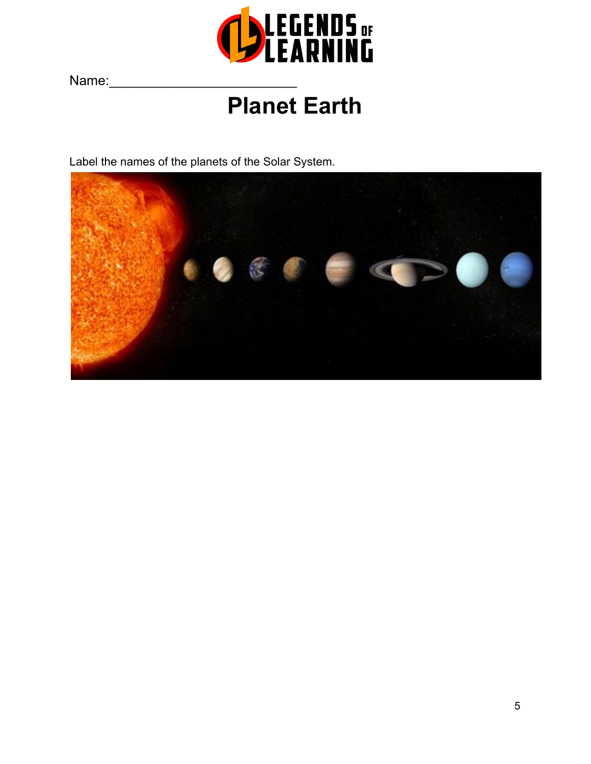Name:________________________

# Planet Earth

Label the names of the planets of the Solar System.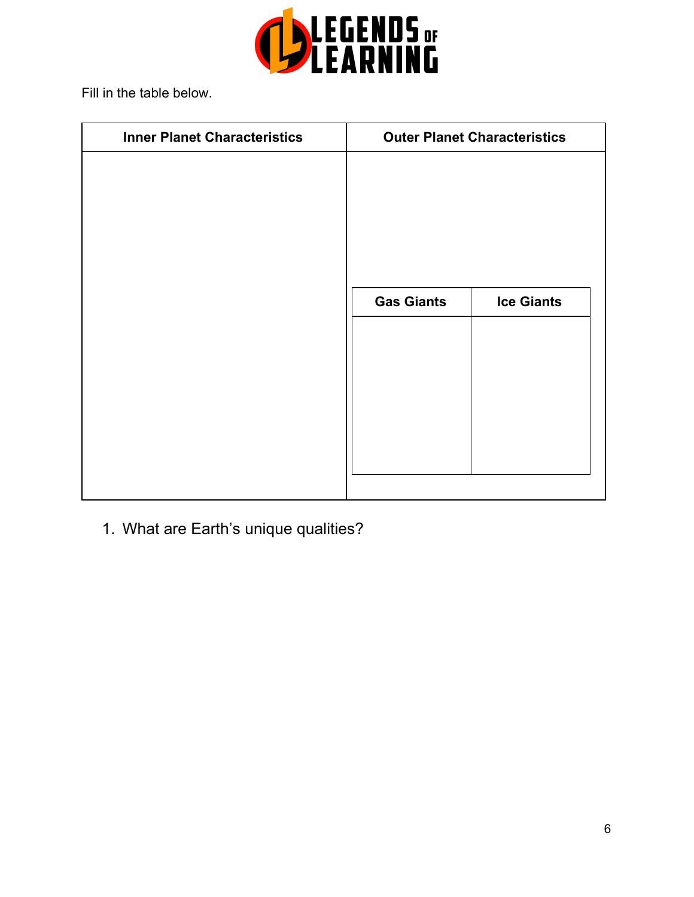Fill in the table below.

| Inner Planet Characteristics | Outer Planet Characteristics | |
|---|---|---|
| | | |
| | **Gas Giants** | **Ice Giants** |
| | | |

1. What are Earth's unique qualities?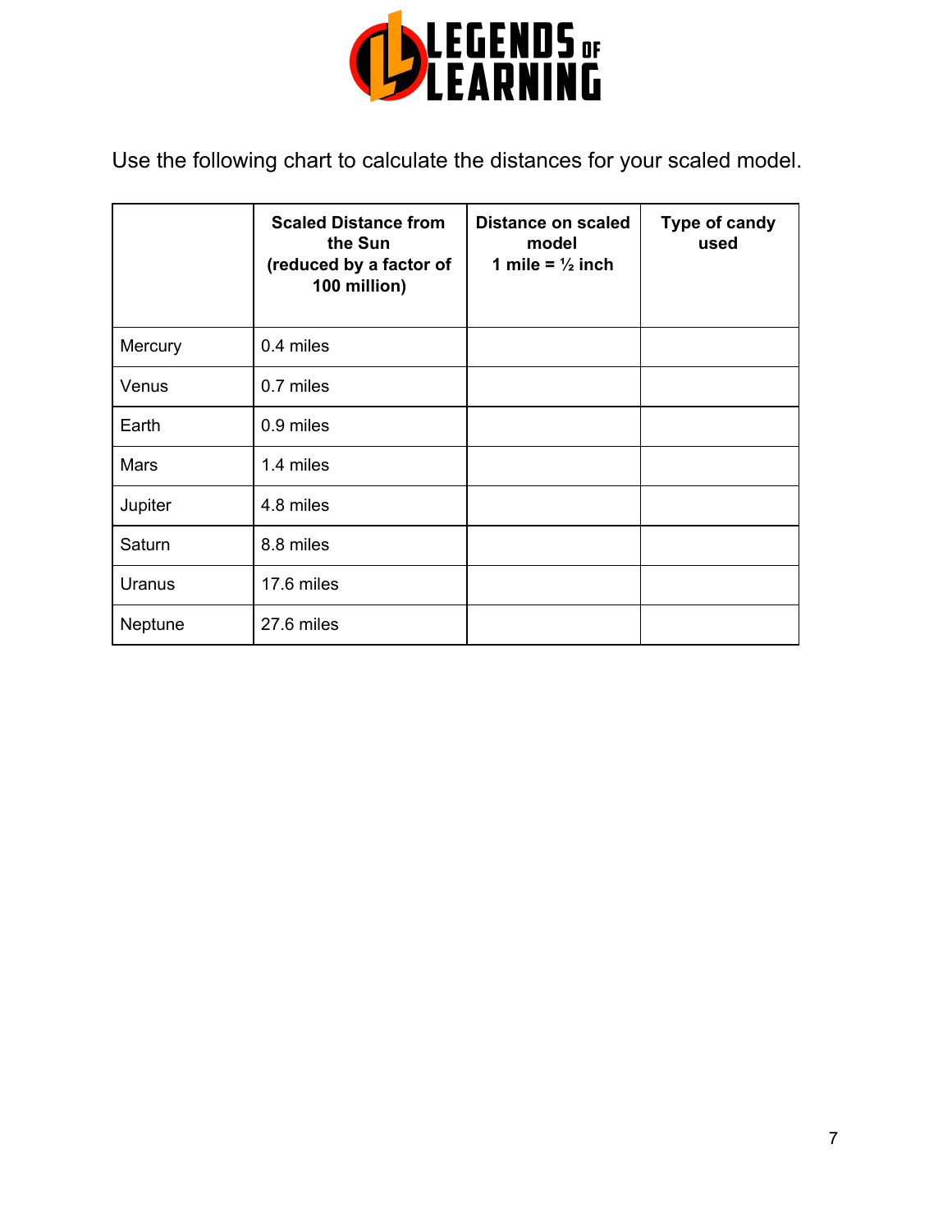Use the following chart to calculate the distances for your scaled model.

| | Scaled Distance from the Sun (reduced by a factor of 100 million) | Distance on scaled model 1 mile = ½ inch | Type of candy used |
|---|---|---|---|
| Mercury | 0.4 miles | | |
| Venus | 0.7 miles | | |
| Earth | 0.9 miles | | |
| Mars | 1.4 miles | | |
| Jupiter | 4.8 miles | | |
| Saturn | 8.8 miles | | |
| Uranus | 17.6 miles | | |
| Neptune | 27.6 miles | | |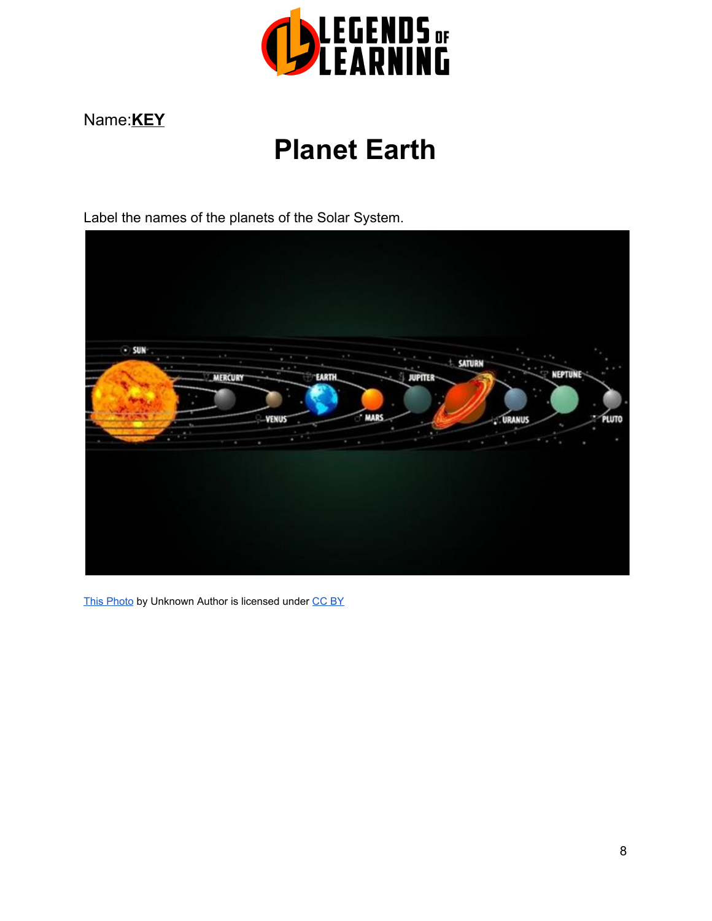Name:**KEY**

# Planet Earth

Label the names of the planets of the Solar System.

[This Photo](#) by Unknown Author is licensed under [CC BY](#)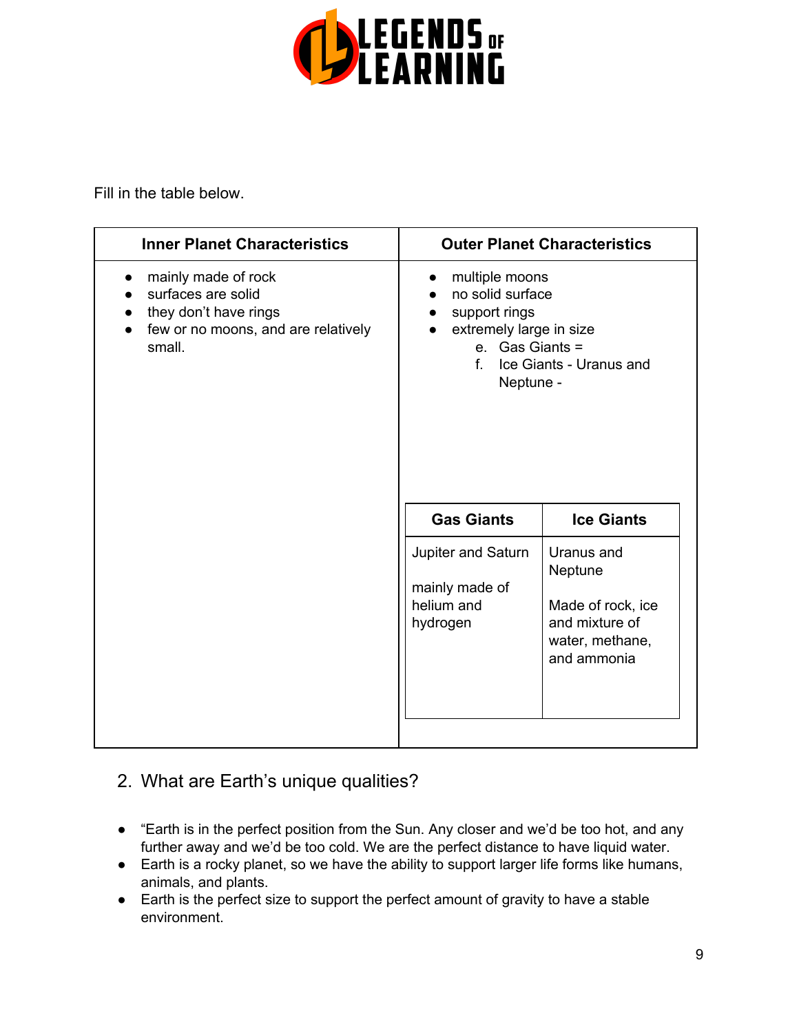Fill in the table below.

| Inner Planet Characteristics | Outer Planet Characteristics |
|---|---|
| • mainly made of rock<br>• surfaces are solid<br>• they don't have rings<br>• few or no moons, and are relatively small. | • multiple moons<br>• no solid surface<br>• support rings<br>• extremely large in size<br>e. Gas Giants =<br>f. Ice Giants - Uranus and Neptune - |

| Gas Giants | Ice Giants |
|---|---|
| Jupiter and Saturn<br><br>mainly made of helium and hydrogen | Uranus and Neptune<br><br>Made of rock, ice and mixture of water, methane, and ammonia |

2. What are Earth's unique qualities?

- "Earth is in the perfect position from the Sun. Any closer and we'd be too hot, and any further away and we'd be too cold. We are the perfect distance to have liquid water.
- Earth is a rocky planet, so we have the ability to support larger life forms like humans, animals, and plants.
- Earth is the perfect size to support the perfect amount of gravity to have a stable environment.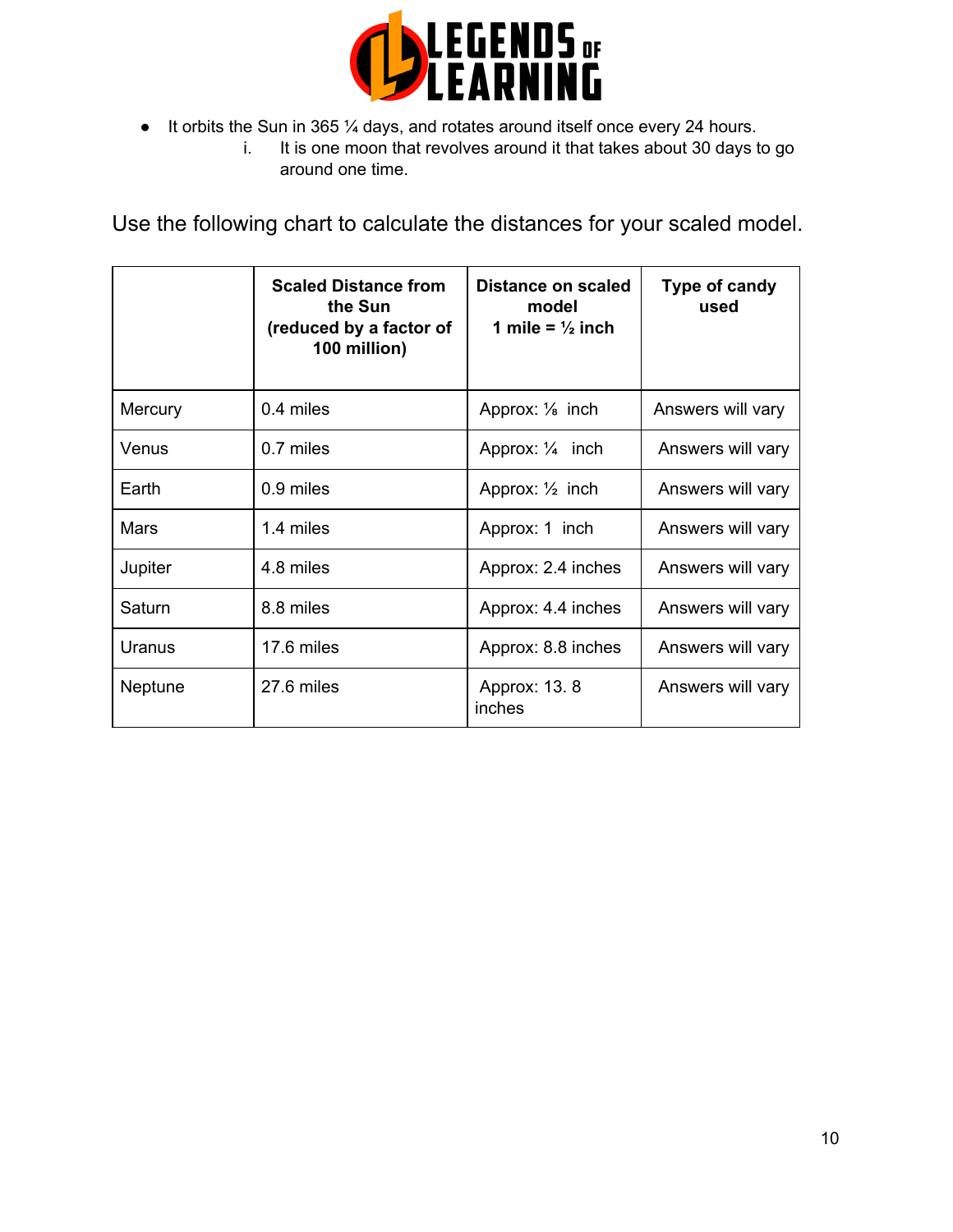- It orbits the Sun in 365 ¼ days, and rotates around itself once every 24 hours.
    i. It is one moon that revolves around it that takes about 30 days to go around one time.

Use the following chart to calculate the distances for your scaled model.

| | **Scaled Distance from the Sun (reduced by a factor of 100 million)** | **Distance on scaled model 1 mile = ½ inch** | **Type of candy used** |
|---|---|---|---|
| Mercury | 0.4 miles | Approx: ⅛ inch | Answers will vary |
| Venus | 0.7 miles | Approx: ¼ inch | Answers will vary |
| Earth | 0.9 miles | Approx: ½ inch | Answers will vary |
| Mars | 1.4 miles | Approx: 1 inch | Answers will vary |
| Jupiter | 4.8 miles | Approx: 2.4 inches | Answers will vary |
| Saturn | 8.8 miles | Approx: 4.4 inches | Answers will vary |
| Uranus | 17.6 miles | Approx: 8.8 inches | Answers will vary |
| Neptune | 27.6 miles | Approx: 13. 8 inches | Answers will vary |